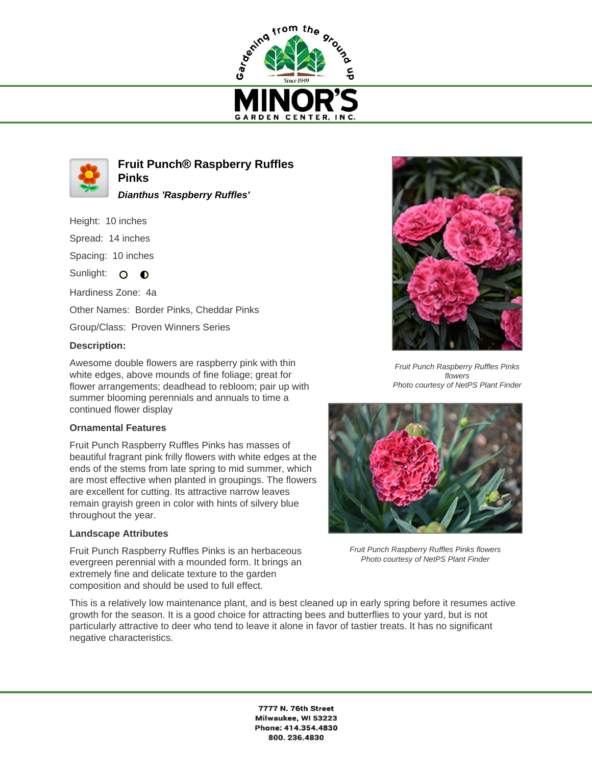# Fruit Punch® Raspberry Ruffles Pinks

***Dianthus 'Raspberry Ruffles'***

Height: 10 inches

Spread: 14 inches

Spacing: 10 inches

Sunlight:

Hardiness Zone: 4a

Other Names: Border Pinks, Cheddar Pinks

Group/Class: Proven Winners Series

**Description:**

Awesome double flowers are raspberry pink with thin white edges, above mounds of fine foliage; great for flower arrangements; deadhead to rebloom; pair up with summer blooming perennials and annuals to time a continued flower display

**Ornamental Features**

Fruit Punch Raspberry Ruffles Pinks has masses of beautiful fragrant pink frilly flowers with white edges at the ends of the stems from late spring to mid summer, which are most effective when planted in groupings. The flowers are excellent for cutting. Its attractive narrow leaves remain grayish green in color with hints of silvery blue throughout the year.

**Landscape Attributes**

Fruit Punch Raspberry Ruffles Pinks is an herbaceous evergreen perennial with a mounded form. It brings an extremely fine and delicate texture to the garden composition and should be used to full effect.

This is a relatively low maintenance plant, and is best cleaned up in early spring before it resumes active growth for the season. It is a good choice for attracting bees and butterflies to your yard, but is not particularly attractive to deer who tend to leave it alone in favor of tastier treats. It has no significant negative characteristics.

*Fruit Punch Raspberry Ruffles Pinks flowers*
*Photo courtesy of NetPS Plant Finder*

*Fruit Punch Raspberry Ruffles Pinks flowers*
*Photo courtesy of NetPS Plant Finder*

**7777 N. 76th Street**
**Milwaukee, WI 53223**
**Phone: 414.354.4830**
**800. 236.4830**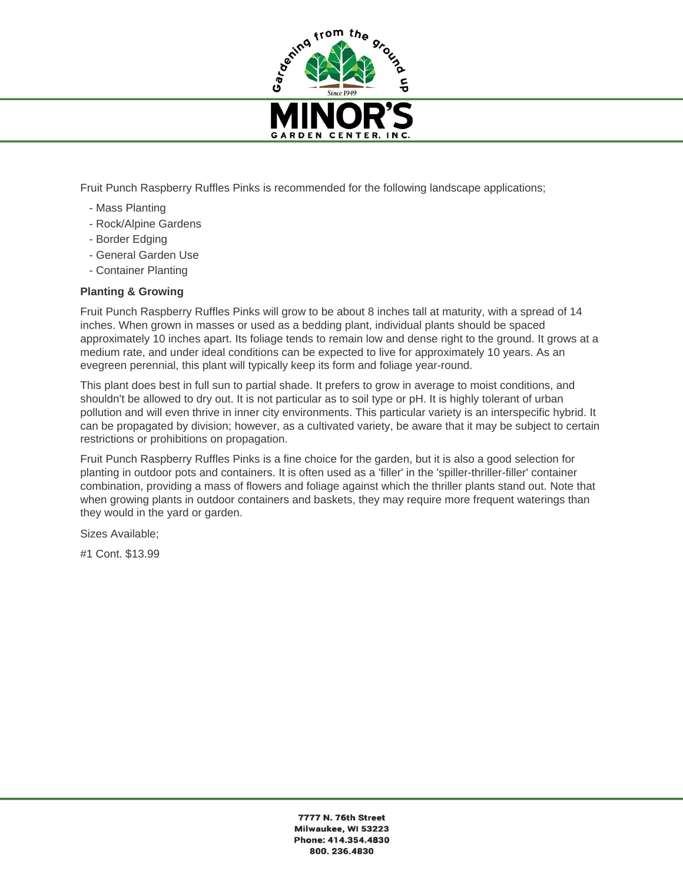Fruit Punch Raspberry Ruffles Pinks is recommended for the following landscape applications;

- Mass Planting
- Rock/Alpine Gardens
- Border Edging
- General Garden Use
- Container Planting

**Planting & Growing**

Fruit Punch Raspberry Ruffles Pinks will grow to be about 8 inches tall at maturity, with a spread of 14 inches. When grown in masses or used as a bedding plant, individual plants should be spaced approximately 10 inches apart. Its foliage tends to remain low and dense right to the ground. It grows at a medium rate, and under ideal conditions can be expected to live for approximately 10 years. As an evegreen perennial, this plant will typically keep its form and foliage year-round.

This plant does best in full sun to partial shade. It prefers to grow in average to moist conditions, and shouldn't be allowed to dry out. It is not particular as to soil type or pH. It is highly tolerant of urban pollution and will even thrive in inner city environments. This particular variety is an interspecific hybrid. It can be propagated by division; however, as a cultivated variety, be aware that it may be subject to certain restrictions or prohibitions on propagation.

Fruit Punch Raspberry Ruffles Pinks is a fine choice for the garden, but it is also a good selection for planting in outdoor pots and containers. It is often used as a 'filler' in the 'spiller-thriller-filler' container combination, providing a mass of flowers and foliage against which the thriller plants stand out. Note that when growing plants in outdoor containers and baskets, they may require more frequent waterings than they would in the yard or garden.

Sizes Available;

#1 Cont. $13.99